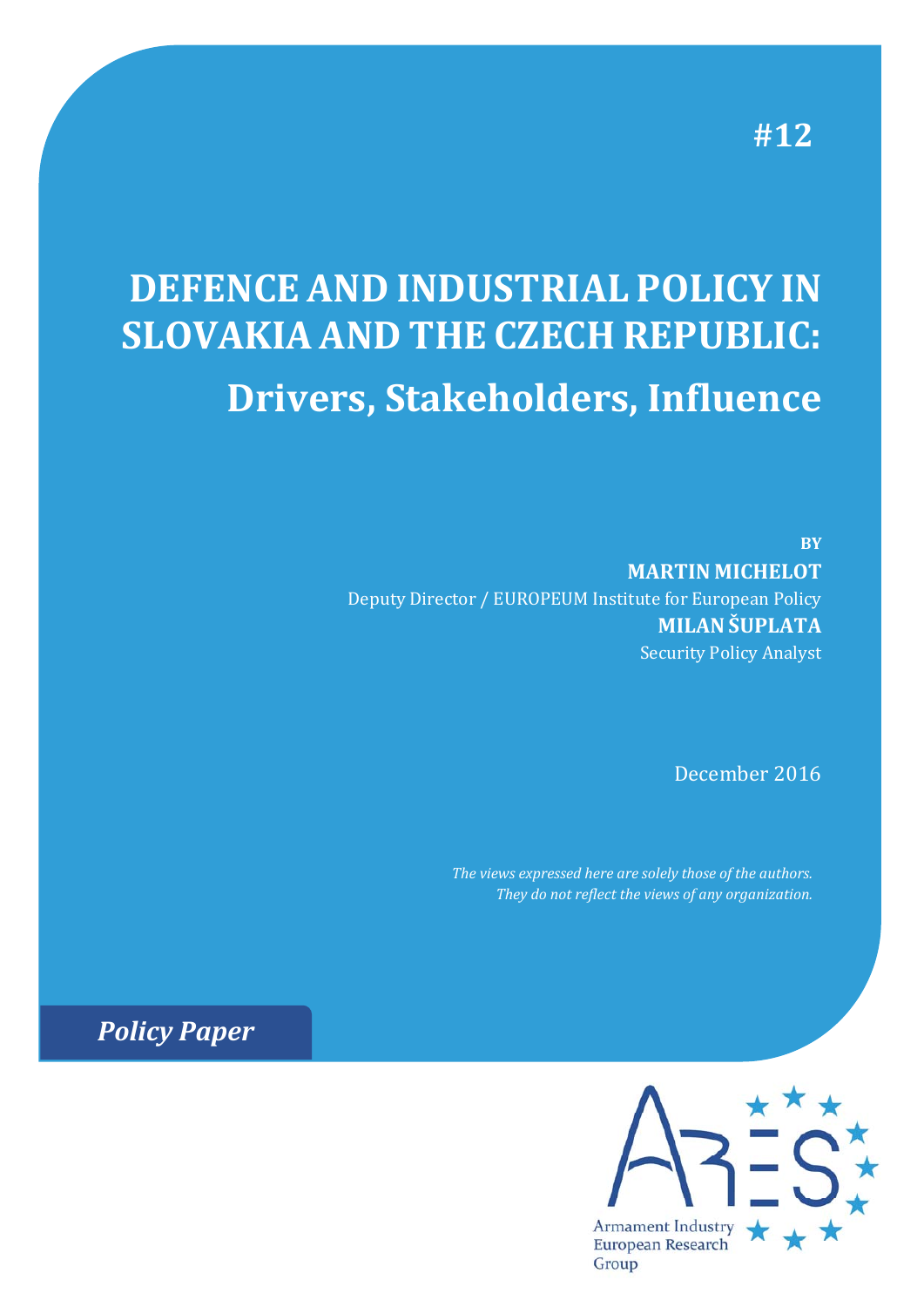#12

# DEFENCE AND INDUSTRIAL POLICY IN SLOVAKIA AND THE CZECH REPUBLIC:

## Drivers, Stakeholders, Influence

**BY**

**MARTIN MICHELOT**

Deputy Director / EUROPEUM Institute for European Policy

**MILAN ŠUPLATA**

Security Policy Analyst

December 2016

*The views expressed here are solely those of the authors. They do not reflect the views of any organization.*

***Policy Paper***

Armament Industry European Research Group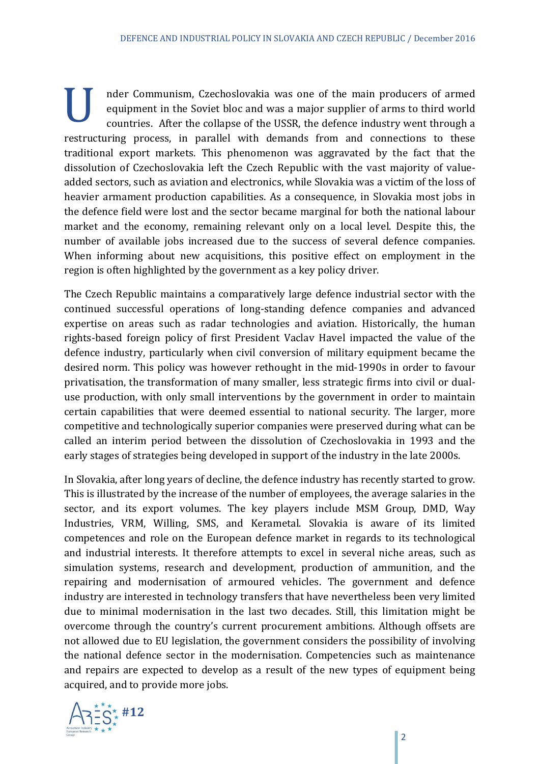Under Communism, Czechoslovakia was one of the main producers of armed equipment in the Soviet bloc and was a major supplier of arms to third world countries. After the collapse of the USSR, the defence industry went through a restructuring process, in parallel with demands from and connections to these traditional export markets. This phenomenon was aggravated by the fact that the dissolution of Czechoslovakia left the Czech Republic with the vast majority of value-added sectors, such as aviation and electronics, while Slovakia was a victim of the loss of heavier armament production capabilities. As a consequence, in Slovakia most jobs in the defence field were lost and the sector became marginal for both the national labour market and the economy, remaining relevant only on a local level. Despite this, the number of available jobs increased due to the success of several defence companies. When informing about new acquisitions, this positive effect on employment in the region is often highlighted by the government as a key policy driver.

The Czech Republic maintains a comparatively large defence industrial sector with the continued successful operations of long-standing defence companies and advanced expertise on areas such as radar technologies and aviation. Historically, the human rights-based foreign policy of first President Vaclav Havel impacted the value of the defence industry, particularly when civil conversion of military equipment became the desired norm. This policy was however rethought in the mid-1990s in order to favour privatisation, the transformation of many smaller, less strategic firms into civil or dual-use production, with only small interventions by the government in order to maintain certain capabilities that were deemed essential to national security. The larger, more competitive and technologically superior companies were preserved during what can be called an interim period between the dissolution of Czechoslovakia in 1993 and the early stages of strategies being developed in support of the industry in the late 2000s.

In Slovakia, after long years of decline, the defence industry has recently started to grow. This is illustrated by the increase of the number of employees, the average salaries in the sector, and its export volumes. The key players include MSM Group, DMD, Way Industries, VRM, Willing, SMS, and Kerametal. Slovakia is aware of its limited competences and role on the European defence market in regards to its technological and industrial interests. It therefore attempts to excel in several niche areas, such as simulation systems, research and development, production of ammunition, and the repairing and modernisation of armoured vehicles. The government and defence industry are interested in technology transfers that have nevertheless been very limited due to minimal modernisation in the last two decades. Still, this limitation might be overcome through the country's current procurement ambitions. Although offsets are not allowed due to EU legislation, the government considers the possibility of involving the national defence sector in the modernisation. Competencies such as maintenance and repairs are expected to develop as a result of the new types of equipment being acquired, and to provide more jobs.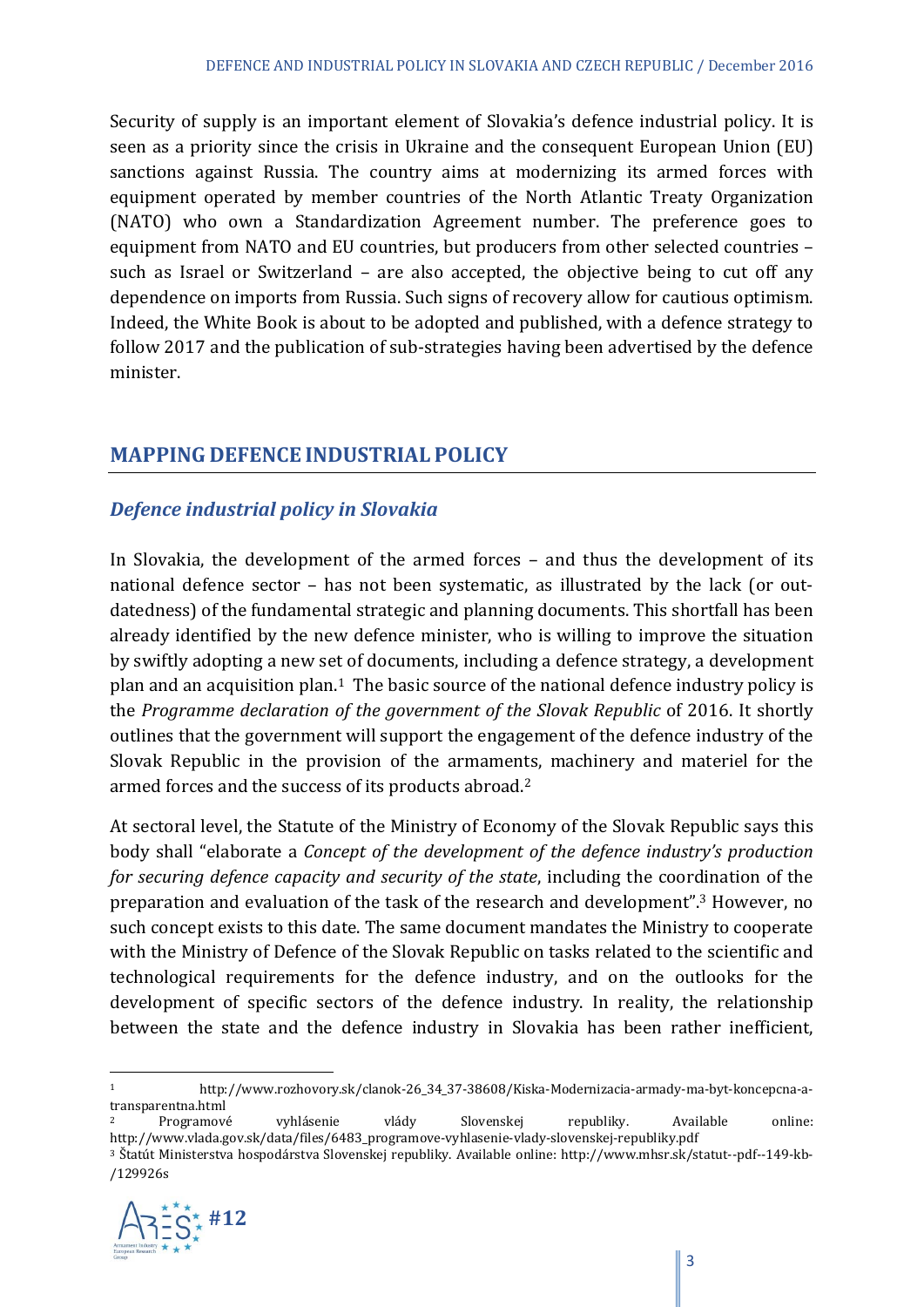Security of supply is an important element of Slovakia's defence industrial policy. It is seen as a priority since the crisis in Ukraine and the consequent European Union (EU) sanctions against Russia. The country aims at modernizing its armed forces with equipment operated by member countries of the North Atlantic Treaty Organization (NATO) who own a Standardization Agreement number. The preference goes to equipment from NATO and EU countries, but producers from other selected countries – such as Israel or Switzerland – are also accepted, the objective being to cut off any dependence on imports from Russia. Such signs of recovery allow for cautious optimism. Indeed, the White Book is about to be adopted and published, with a defence strategy to follow 2017 and the publication of sub-strategies having been advertised by the defence minister.

## MAPPING DEFENCE INDUSTRIAL POLICY

### *Defence industrial policy in Slovakia*

In Slovakia, the development of the armed forces – and thus the development of its national defence sector – has not been systematic, as illustrated by the lack (or out-datedness) of the fundamental strategic and planning documents. This shortfall has been already identified by the new defence minister, who is willing to improve the situation by swiftly adopting a new set of documents, including a defence strategy, a development plan and an acquisition plan.[1] The basic source of the national defence industry policy is the *Programme declaration of the government of the Slovak Republic* of 2016. It shortly outlines that the government will support the engagement of the defence industry of the Slovak Republic in the provision of the armaments, machinery and materiel for the armed forces and the success of its products abroad.[2]

At sectoral level, the Statute of the Ministry of Economy of the Slovak Republic says this body shall "elaborate a *Concept of the development of the defence industry's production for securing defence capacity and security of the state*, including the coordination of the preparation and evaluation of the task of the research and development".[3] However, no such concept exists to this date. The same document mandates the Ministry to cooperate with the Ministry of Defence of the Slovak Republic on tasks related to the scientific and technological requirements for the defence industry, and on the outlooks for the development of specific sectors of the defence industry. In reality, the relationship between the state and the defence industry in Slovakia has been rather inefficient,

---

[1] http://www.rozhovory.sk/clanok-26_34_37-38608/Kiska-Modernizacia-armady-ma-byt-koncepcna-a-transparentna.html

[2] Programové vyhlásenie vlády Slovenskej republiky. Available online: http://www.vlada.gov.sk/data/files/6483_programove-vyhlasenie-vlady-slovenskej-republiky.pdf

[3] Štatút Ministerstva hospodárstva Slovenskej republiky. Available online: http://www.mhsr.sk/statut--pdf--149-kb-/129926s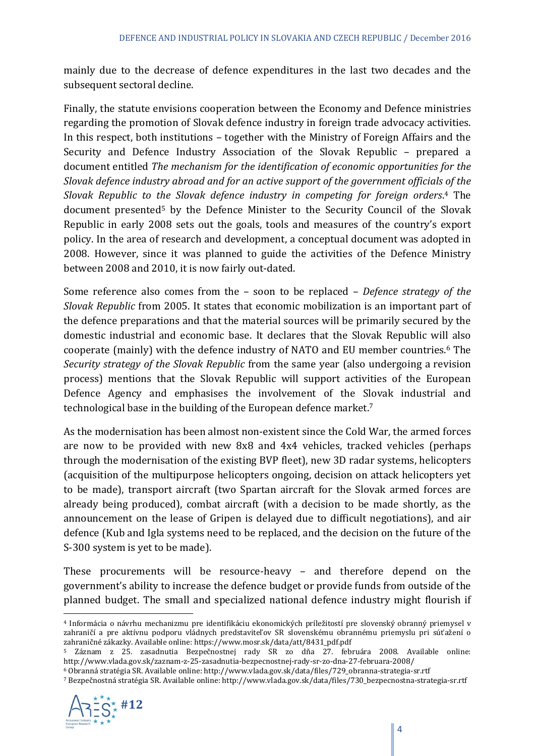mainly due to the decrease of defence expenditures in the last two decades and the subsequent sectoral decline.

Finally, the statute envisions cooperation between the Economy and Defence ministries regarding the promotion of Slovak defence industry in foreign trade advocacy activities. In this respect, both institutions – together with the Ministry of Foreign Affairs and the Security and Defence Industry Association of the Slovak Republic – prepared a document entitled *The mechanism for the identification of economic opportunities for the Slovak defence industry abroad and for an active support of the government officials of the Slovak Republic to the Slovak defence industry in competing for foreign orders*.[4] The document presented[5] by the Defence Minister to the Security Council of the Slovak Republic in early 2008 sets out the goals, tools and measures of the country's export policy. In the area of research and development, a conceptual document was adopted in 2008. However, since it was planned to guide the activities of the Defence Ministry between 2008 and 2010, it is now fairly out-dated.

Some reference also comes from the – soon to be replaced – *Defence strategy of the Slovak Republic* from 2005. It states that economic mobilization is an important part of the defence preparations and that the material sources will be primarily secured by the domestic industrial and economic base. It declares that the Slovak Republic will also cooperate (mainly) with the defence industry of NATO and EU member countries.[6] The *Security strategy of the Slovak Republic* from the same year (also undergoing a revision process) mentions that the Slovak Republic will support activities of the European Defence Agency and emphasises the involvement of the Slovak industrial and technological base in the building of the European defence market.[7]

As the modernisation has been almost non-existent since the Cold War, the armed forces are now to be provided with new 8x8 and 4x4 vehicles, tracked vehicles (perhaps through the modernisation of the existing BVP fleet), new 3D radar systems, helicopters (acquisition of the multipurpose helicopters ongoing, decision on attack helicopters yet to be made), transport aircraft (two Spartan aircraft for the Slovak armed forces are already being produced), combat aircraft (with a decision to be made shortly, as the announcement on the lease of Gripen is delayed due to difficult negotiations), and air defence (Kub and Igla systems need to be replaced, and the decision on the future of the S-300 system is yet to be made).

These procurements will be resource-heavy – and therefore depend on the government's ability to increase the defence budget or provide funds from outside of the planned budget. The small and specialized national defence industry might flourish if

---

[4] Informácia o návrhu mechanizmu pre identifikáciu ekonomických príležitostí pre slovenský obranný priemysel v zahraničí a pre aktívnu podporu vládnych predstaviteľov SR slovenskému obrannému priemyslu pri súťažení o zahraničné zákazky. Available online: https://www.mosr.sk/data/att/8431_pdf.pdf

[5] Záznam z 25. zasadnutia Bezpečnostnej rady SR zo dňa 27. februára 2008. Available online: http://www.vlada.gov.sk/zaznam-z-25-zasadnutia-bezpecnostnej-rady-sr-zo-dna-27-februara-2008/

[6] Obranná stratégia SR. Available online: http://www.vlada.gov.sk/data/files/729_obranna-strategia-sr.rtf

[7] Bezpečnostná stratégia SR. Available online: http://www.vlada.gov.sk/data/files/730_bezpecnostna-strategia-sr.rtf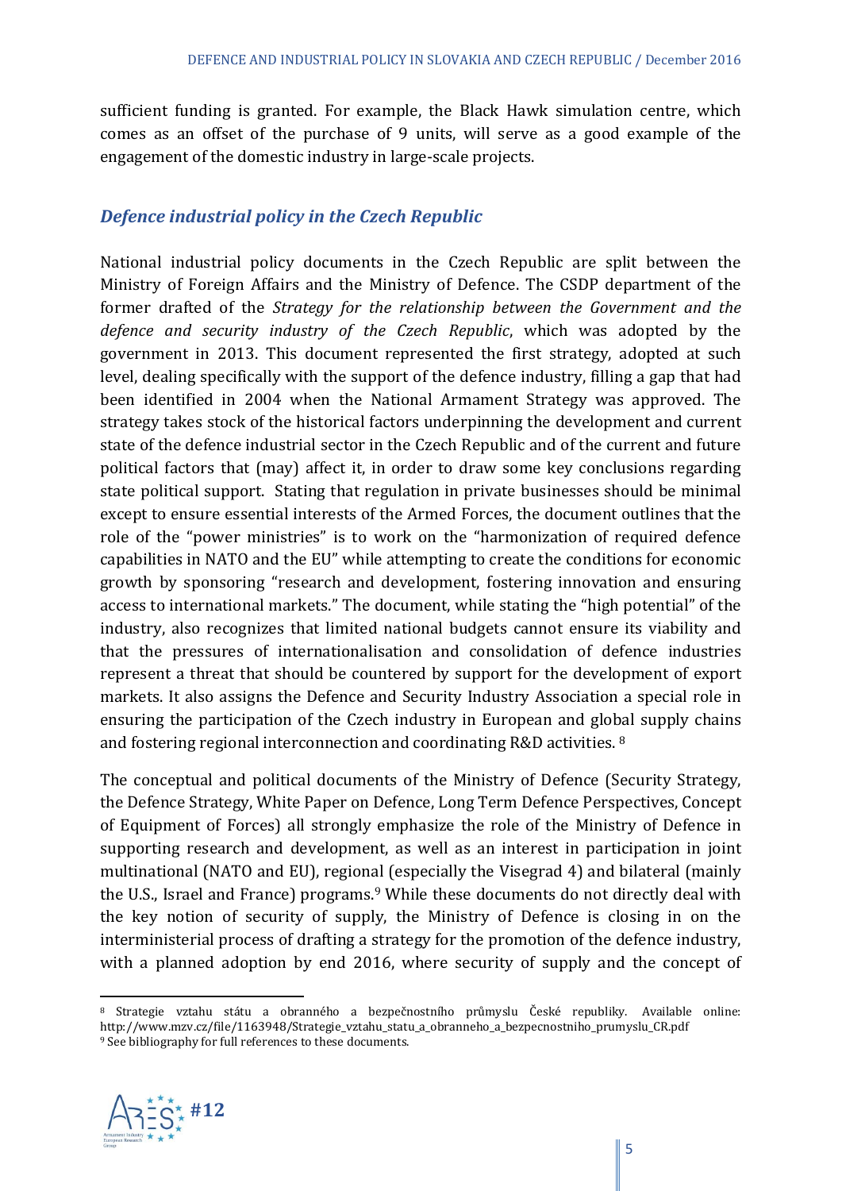sufficient funding is granted. For example, the Black Hawk simulation centre, which comes as an offset of the purchase of 9 units, will serve as a good example of the engagement of the domestic industry in large-scale projects.

## *Defence industrial policy in the Czech Republic*

National industrial policy documents in the Czech Republic are split between the Ministry of Foreign Affairs and the Ministry of Defence. The CSDP department of the former drafted of the *Strategy for the relationship between the Government and the defence and security industry of the Czech Republic*, which was adopted by the government in 2013. This document represented the first strategy, adopted at such level, dealing specifically with the support of the defence industry, filling a gap that had been identified in 2004 when the National Armament Strategy was approved. The strategy takes stock of the historical factors underpinning the development and current state of the defence industrial sector in the Czech Republic and of the current and future political factors that (may) affect it, in order to draw some key conclusions regarding state political support. Stating that regulation in private businesses should be minimal except to ensure essential interests of the Armed Forces, the document outlines that the role of the "power ministries" is to work on the "harmonization of required defence capabilities in NATO and the EU" while attempting to create the conditions for economic growth by sponsoring "research and development, fostering innovation and ensuring access to international markets." The document, while stating the "high potential" of the industry, also recognizes that limited national budgets cannot ensure its viability and that the pressures of internationalisation and consolidation of defence industries represent a threat that should be countered by support for the development of export markets. It also assigns the Defence and Security Industry Association a special role in ensuring the participation of the Czech industry in European and global supply chains and fostering regional interconnection and coordinating R&D activities. [8]

The conceptual and political documents of the Ministry of Defence (Security Strategy, the Defence Strategy, White Paper on Defence, Long Term Defence Perspectives, Concept of Equipment of Forces) all strongly emphasize the role of the Ministry of Defence in supporting research and development, as well as an interest in participation in joint multinational (NATO and EU), regional (especially the Visegrad 4) and bilateral (mainly the U.S., Israel and France) programs.[9] While these documents do not directly deal with the key notion of security of supply, the Ministry of Defence is closing in on the interministerial process of drafting a strategy for the promotion of the defence industry, with a planned adoption by end 2016, where security of supply and the concept of

---

[8] Strategie vztahu státu a obranného a bezpečnostního průmyslu České republiky. Available online: http://www.mzv.cz/file/1163948/Strategie_vztahu_statu_a_obranneho_a_bezpecnostniho_prumyslu_CR.pdf

[9] See bibliography for full references to these documents.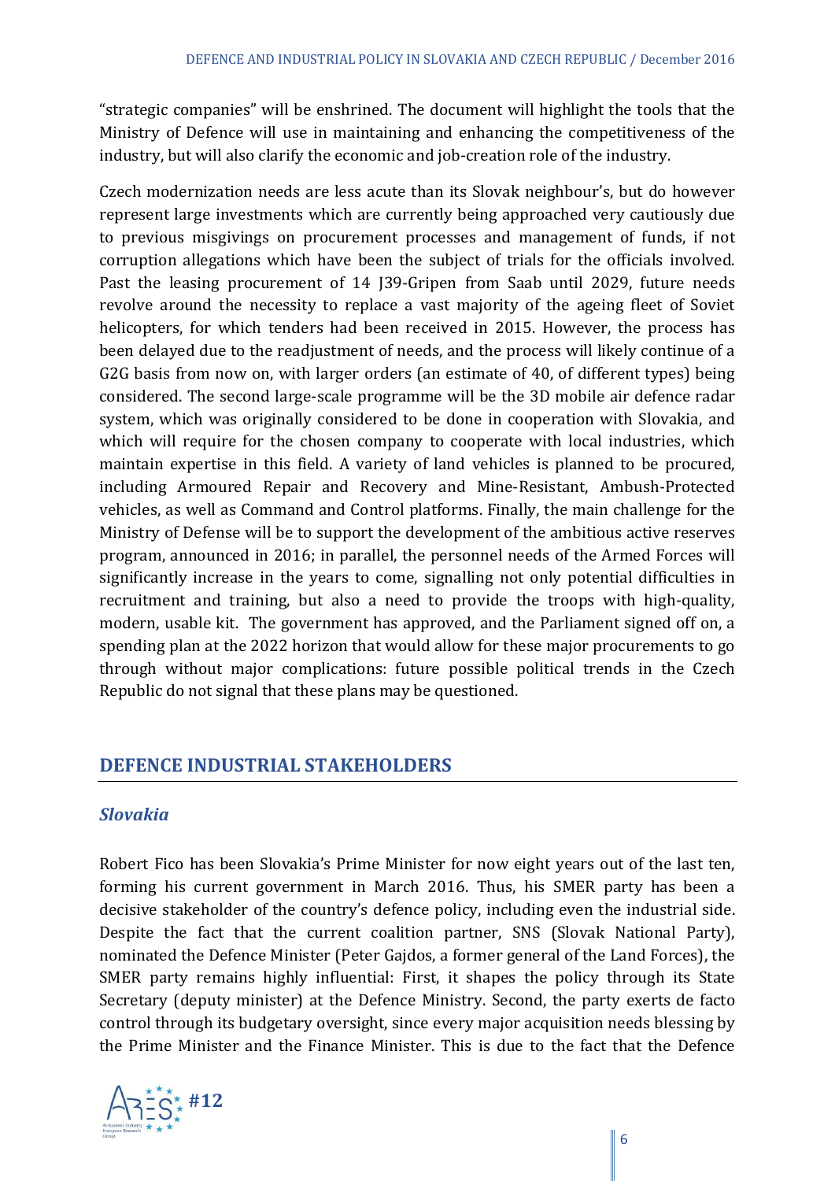"strategic companies" will be enshrined. The document will highlight the tools that the Ministry of Defence will use in maintaining and enhancing the competitiveness of the industry, but will also clarify the economic and job-creation role of the industry.

Czech modernization needs are less acute than its Slovak neighbour's, but do however represent large investments which are currently being approached very cautiously due to previous misgivings on procurement processes and management of funds, if not corruption allegations which have been the subject of trials for the officials involved. Past the leasing procurement of 14 J39-Gripen from Saab until 2029, future needs revolve around the necessity to replace a vast majority of the ageing fleet of Soviet helicopters, for which tenders had been received in 2015. However, the process has been delayed due to the readjustment of needs, and the process will likely continue of a G2G basis from now on, with larger orders (an estimate of 40, of different types) being considered. The second large-scale programme will be the 3D mobile air defence radar system, which was originally considered to be done in cooperation with Slovakia, and which will require for the chosen company to cooperate with local industries, which maintain expertise in this field. A variety of land vehicles is planned to be procured, including Armoured Repair and Recovery and Mine-Resistant, Ambush-Protected vehicles, as well as Command and Control platforms. Finally, the main challenge for the Ministry of Defense will be to support the development of the ambitious active reserves program, announced in 2016; in parallel, the personnel needs of the Armed Forces will significantly increase in the years to come, signalling not only potential difficulties in recruitment and training, but also a need to provide the troops with high-quality, modern, usable kit. The government has approved, and the Parliament signed off on, a spending plan at the 2022 horizon that would allow for these major procurements to go through without major complications: future possible political trends in the Czech Republic do not signal that these plans may be questioned.

## DEFENCE INDUSTRIAL STAKEHOLDERS

### *Slovakia*

Robert Fico has been Slovakia's Prime Minister for now eight years out of the last ten, forming his current government in March 2016. Thus, his SMER party has been a decisive stakeholder of the country's defence policy, including even the industrial side. Despite the fact that the current coalition partner, SNS (Slovak National Party), nominated the Defence Minister (Peter Gajdos, a former general of the Land Forces), the SMER party remains highly influential: First, it shapes the policy through its State Secretary (deputy minister) at the Defence Ministry. Second, the party exerts de facto control through its budgetary oversight, since every major acquisition needs blessing by the Prime Minister and the Finance Minister. This is due to the fact that the Defence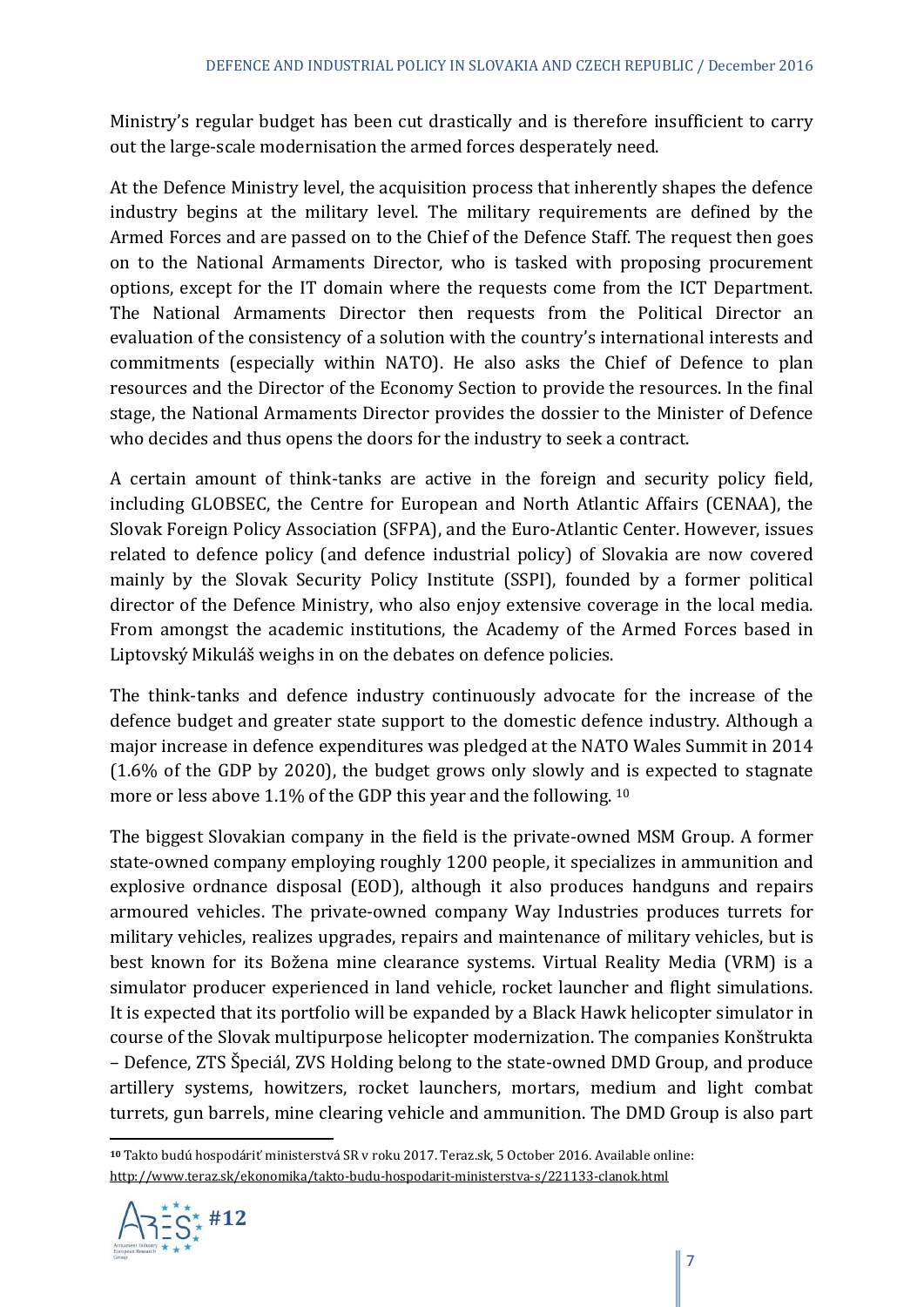Ministry's regular budget has been cut drastically and is therefore insufficient to carry out the large-scale modernisation the armed forces desperately need.

At the Defence Ministry level, the acquisition process that inherently shapes the defence industry begins at the military level. The military requirements are defined by the Armed Forces and are passed on to the Chief of the Defence Staff. The request then goes on to the National Armaments Director, who is tasked with proposing procurement options, except for the IT domain where the requests come from the ICT Department. The National Armaments Director then requests from the Political Director an evaluation of the consistency of a solution with the country's international interests and commitments (especially within NATO). He also asks the Chief of Defence to plan resources and the Director of the Economy Section to provide the resources. In the final stage, the National Armaments Director provides the dossier to the Minister of Defence who decides and thus opens the doors for the industry to seek a contract.

A certain amount of think-tanks are active in the foreign and security policy field, including GLOBSEC, the Centre for European and North Atlantic Affairs (CENAA), the Slovak Foreign Policy Association (SFPA), and the Euro-Atlantic Center. However, issues related to defence policy (and defence industrial policy) of Slovakia are now covered mainly by the Slovak Security Policy Institute (SSPI), founded by a former political director of the Defence Ministry, who also enjoy extensive coverage in the local media. From amongst the academic institutions, the Academy of the Armed Forces based in Liptovský Mikuláš weighs in on the debates on defence policies.

The think-tanks and defence industry continuously advocate for the increase of the defence budget and greater state support to the domestic defence industry. Although a major increase in defence expenditures was pledged at the NATO Wales Summit in 2014 (1.6% of the GDP by 2020), the budget grows only slowly and is expected to stagnate more or less above 1.1% of the GDP this year and the following. [10]

The biggest Slovakian company in the field is the private-owned MSM Group. A former state-owned company employing roughly 1200 people, it specializes in ammunition and explosive ordnance disposal (EOD), although it also produces handguns and repairs armoured vehicles. The private-owned company Way Industries produces turrets for military vehicles, realizes upgrades, repairs and maintenance of military vehicles, but is best known for its Božena mine clearance systems. Virtual Reality Media (VRM) is a simulator producer experienced in land vehicle, rocket launcher and flight simulations. It is expected that its portfolio will be expanded by a Black Hawk helicopter simulator in course of the Slovak multipurpose helicopter modernization. The companies Konštrukta – Defence, ZTS Špeciál, ZVS Holding belong to the state-owned DMD Group, and produce artillery systems, howitzers, rocket launchers, mortars, medium and light combat turrets, gun barrels, mine clearing vehicle and ammunition. The DMD Group is also part

---

[10] Takto budú hospodáriť ministerstvá SR v roku 2017. Teraz.sk, 5 October 2016. Available online: http://www.teraz.sk/ekonomika/takto-budu-hospodarit-ministerstva-s/221133-clanok.html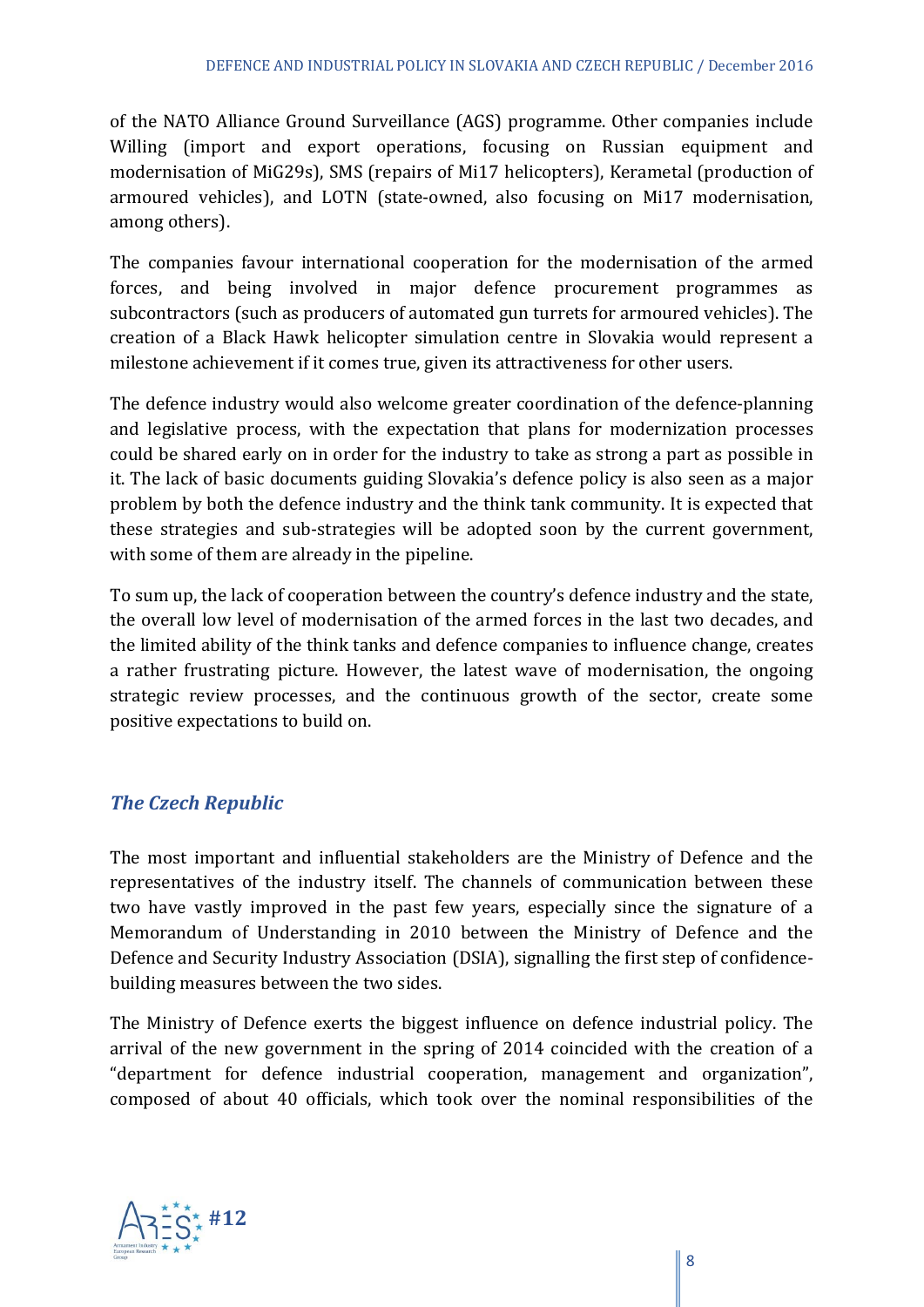of the NATO Alliance Ground Surveillance (AGS) programme. Other companies include Willing (import and export operations, focusing on Russian equipment and modernisation of MiG29s), SMS (repairs of Mi17 helicopters), Kerametal (production of armoured vehicles), and LOTN (state-owned, also focusing on Mi17 modernisation, among others).

The companies favour international cooperation for the modernisation of the armed forces, and being involved in major defence procurement programmes as subcontractors (such as producers of automated gun turrets for armoured vehicles). The creation of a Black Hawk helicopter simulation centre in Slovakia would represent a milestone achievement if it comes true, given its attractiveness for other users.

The defence industry would also welcome greater coordination of the defence-planning and legislative process, with the expectation that plans for modernization processes could be shared early on in order for the industry to take as strong a part as possible in it. The lack of basic documents guiding Slovakia's defence policy is also seen as a major problem by both the defence industry and the think tank community. It is expected that these strategies and sub-strategies will be adopted soon by the current government, with some of them are already in the pipeline.

To sum up, the lack of cooperation between the country's defence industry and the state, the overall low level of modernisation of the armed forces in the last two decades, and the limited ability of the think tanks and defence companies to influence change, creates a rather frustrating picture. However, the latest wave of modernisation, the ongoing strategic review processes, and the continuous growth of the sector, create some positive expectations to build on.

### *The Czech Republic*

The most important and influential stakeholders are the Ministry of Defence and the representatives of the industry itself. The channels of communication between these two have vastly improved in the past few years, especially since the signature of a Memorandum of Understanding in 2010 between the Ministry of Defence and the Defence and Security Industry Association (DSIA), signalling the first step of confidence-building measures between the two sides.

The Ministry of Defence exerts the biggest influence on defence industrial policy. The arrival of the new government in the spring of 2014 coincided with the creation of a "department for defence industrial cooperation, management and organization", composed of about 40 officials, which took over the nominal responsibilities of the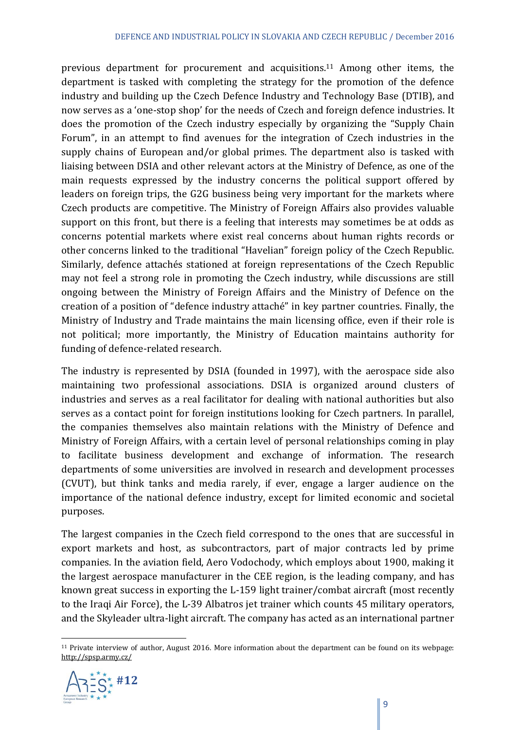previous department for procurement and acquisitions.[11] Among other items, the department is tasked with completing the strategy for the promotion of the defence industry and building up the Czech Defence Industry and Technology Base (DTIB), and now serves as a 'one-stop shop' for the needs of Czech and foreign defence industries. It does the promotion of the Czech industry especially by organizing the "Supply Chain Forum", in an attempt to find avenues for the integration of Czech industries in the supply chains of European and/or global primes. The department also is tasked with liaising between DSIA and other relevant actors at the Ministry of Defence, as one of the main requests expressed by the industry concerns the political support offered by leaders on foreign trips, the G2G business being very important for the markets where Czech products are competitive. The Ministry of Foreign Affairs also provides valuable support on this front, but there is a feeling that interests may sometimes be at odds as concerns potential markets where exist real concerns about human rights records or other concerns linked to the traditional "Havelian" foreign policy of the Czech Republic. Similarly, defence attachés stationed at foreign representations of the Czech Republic may not feel a strong role in promoting the Czech industry, while discussions are still ongoing between the Ministry of Foreign Affairs and the Ministry of Defence on the creation of a position of "defence industry attaché" in key partner countries. Finally, the Ministry of Industry and Trade maintains the main licensing office, even if their role is not political; more importantly, the Ministry of Education maintains authority for funding of defence-related research.

The industry is represented by DSIA (founded in 1997), with the aerospace side also maintaining two professional associations. DSIA is organized around clusters of industries and serves as a real facilitator for dealing with national authorities but also serves as a contact point for foreign institutions looking for Czech partners. In parallel, the companies themselves also maintain relations with the Ministry of Defence and Ministry of Foreign Affairs, with a certain level of personal relationships coming in play to facilitate business development and exchange of information. The research departments of some universities are involved in research and development processes (CVUT), but think tanks and media rarely, if ever, engage a larger audience on the importance of the national defence industry, except for limited economic and societal purposes.

The largest companies in the Czech field correspond to the ones that are successful in export markets and host, as subcontractors, part of major contracts led by prime companies. In the aviation field, Aero Vodochody, which employs about 1900, making it the largest aerospace manufacturer in the CEE region, is the leading company, and has known great success in exporting the L-159 light trainer/combat aircraft (most recently to the Iraqi Air Force), the L-39 Albatros jet trainer which counts 45 military operators, and the Skyleader ultra-light aircraft. The company has acted as an international partner

---

[11] Private interview of author, August 2016. More information about the department can be found on its webpage: http://spsp.army.cz/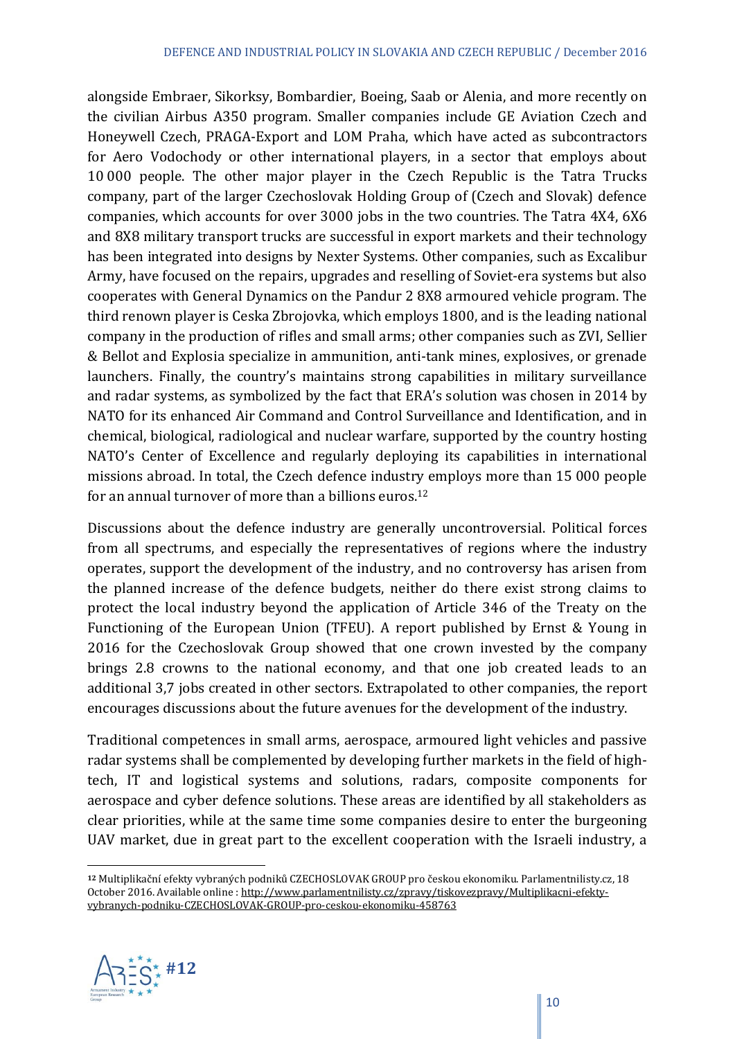alongside Embraer, Sikorksy, Bombardier, Boeing, Saab or Alenia, and more recently on the civilian Airbus A350 program. Smaller companies include GE Aviation Czech and Honeywell Czech, PRAGA-Export and LOM Praha, which have acted as subcontractors for Aero Vodochody or other international players, in a sector that employs about 10 000 people. The other major player in the Czech Republic is the Tatra Trucks company, part of the larger Czechoslovak Holding Group of (Czech and Slovak) defence companies, which accounts for over 3000 jobs in the two countries. The Tatra 4X4, 6X6 and 8X8 military transport trucks are successful in export markets and their technology has been integrated into designs by Nexter Systems. Other companies, such as Excalibur Army, have focused on the repairs, upgrades and reselling of Soviet-era systems but also cooperates with General Dynamics on the Pandur 2 8X8 armoured vehicle program. The third renown player is Ceska Zbrojovka, which employs 1800, and is the leading national company in the production of rifles and small arms; other companies such as ZVI, Sellier & Bellot and Explosia specialize in ammunition, anti-tank mines, explosives, or grenade launchers. Finally, the country's maintains strong capabilities in military surveillance and radar systems, as symbolized by the fact that ERA's solution was chosen in 2014 by NATO for its enhanced Air Command and Control Surveillance and Identification, and in chemical, biological, radiological and nuclear warfare, supported by the country hosting NATO's Center of Excellence and regularly deploying its capabilities in international missions abroad. In total, the Czech defence industry employs more than 15 000 people for an annual turnover of more than a billions euros.[12]

Discussions about the defence industry are generally uncontroversial. Political forces from all spectrums, and especially the representatives of regions where the industry operates, support the development of the industry, and no controversy has arisen from the planned increase of the defence budgets, neither do there exist strong claims to protect the local industry beyond the application of Article 346 of the Treaty on the Functioning of the European Union (TFEU). A report published by Ernst & Young in 2016 for the Czechoslovak Group showed that one crown invested by the company brings 2.8 crowns to the national economy, and that one job created leads to an additional 3,7 jobs created in other sectors. Extrapolated to other companies, the report encourages discussions about the future avenues for the development of the industry.

Traditional competences in small arms, aerospace, armoured light vehicles and passive radar systems shall be complemented by developing further markets in the field of high-tech, IT and logistical systems and solutions, radars, composite components for aerospace and cyber defence solutions. These areas are identified by all stakeholders as clear priorities, while at the same time some companies desire to enter the burgeoning UAV market, due in great part to the excellent cooperation with the Israeli industry, a

[12] Multiplikační efekty vybraných podniků CZECHOSLOVAK GROUP pro českou ekonomiku. Parlamentnilisty.cz, 18 October 2016. Available online : http://www.parlamentnilisty.cz/zpravy/tiskovezpravy/Multiplikacni-efekty-vybranych-podniku-CZECHOSLOVAK-GROUP-pro-ceskou-ekonomiku-458763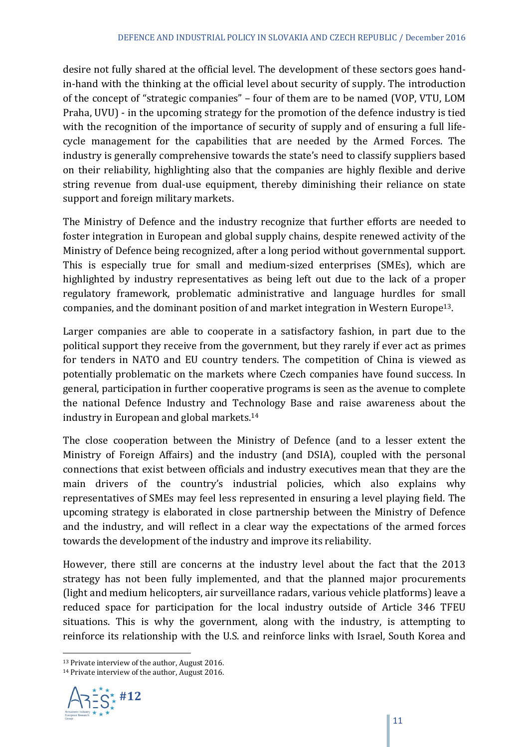desire not fully shared at the official level. The development of these sectors goes hand-in-hand with the thinking at the official level about security of supply. The introduction of the concept of "strategic companies" – four of them are to be named (VOP, VTU, LOM Praha, UVU) - in the upcoming strategy for the promotion of the defence industry is tied with the recognition of the importance of security of supply and of ensuring a full life-cycle management for the capabilities that are needed by the Armed Forces. The industry is generally comprehensive towards the state's need to classify suppliers based on their reliability, highlighting also that the companies are highly flexible and derive string revenue from dual-use equipment, thereby diminishing their reliance on state support and foreign military markets.

The Ministry of Defence and the industry recognize that further efforts are needed to foster integration in European and global supply chains, despite renewed activity of the Ministry of Defence being recognized, after a long period without governmental support. This is especially true for small and medium-sized enterprises (SMEs), which are highlighted by industry representatives as being left out due to the lack of a proper regulatory framework, problematic administrative and language hurdles for small companies, and the dominant position of and market integration in Western Europe[13].

Larger companies are able to cooperate in a satisfactory fashion, in part due to the political support they receive from the government, but they rarely if ever act as primes for tenders in NATO and EU country tenders. The competition of China is viewed as potentially problematic on the markets where Czech companies have found success. In general, participation in further cooperative programs is seen as the avenue to complete the national Defence Industry and Technology Base and raise awareness about the industry in European and global markets.[14]

The close cooperation between the Ministry of Defence (and to a lesser extent the Ministry of Foreign Affairs) and the industry (and DSIA), coupled with the personal connections that exist between officials and industry executives mean that they are the main drivers of the country's industrial policies, which also explains why representatives of SMEs may feel less represented in ensuring a level playing field. The upcoming strategy is elaborated in close partnership between the Ministry of Defence and the industry, and will reflect in a clear way the expectations of the armed forces towards the development of the industry and improve its reliability.

However, there still are concerns at the industry level about the fact that the 2013 strategy has not been fully implemented, and that the planned major procurements (light and medium helicopters, air surveillance radars, various vehicle platforms) leave a reduced space for participation for the local industry outside of Article 346 TFEU situations. This is why the government, along with the industry, is attempting to reinforce its relationship with the U.S. and reinforce links with Israel, South Korea and

[13] Private interview of the author, August 2016.

[14] Private interview of the author, August 2016.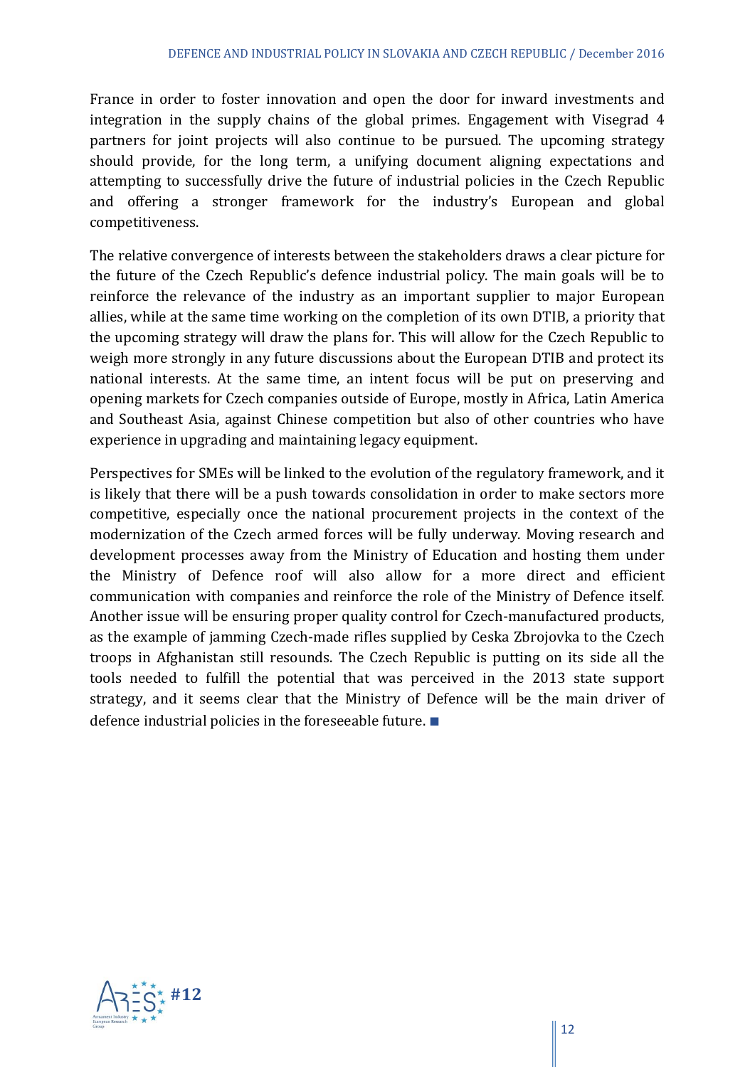France in order to foster innovation and open the door for inward investments and integration in the supply chains of the global primes. Engagement with Visegrad 4 partners for joint projects will also continue to be pursued. The upcoming strategy should provide, for the long term, a unifying document aligning expectations and attempting to successfully drive the future of industrial policies in the Czech Republic and offering a stronger framework for the industry's European and global competitiveness.

The relative convergence of interests between the stakeholders draws a clear picture for the future of the Czech Republic's defence industrial policy. The main goals will be to reinforce the relevance of the industry as an important supplier to major European allies, while at the same time working on the completion of its own DTIB, a priority that the upcoming strategy will draw the plans for. This will allow for the Czech Republic to weigh more strongly in any future discussions about the European DTIB and protect its national interests. At the same time, an intent focus will be put on preserving and opening markets for Czech companies outside of Europe, mostly in Africa, Latin America and Southeast Asia, against Chinese competition but also of other countries who have experience in upgrading and maintaining legacy equipment.

Perspectives for SMEs will be linked to the evolution of the regulatory framework, and it is likely that there will be a push towards consolidation in order to make sectors more competitive, especially once the national procurement projects in the context of the modernization of the Czech armed forces will be fully underway. Moving research and development processes away from the Ministry of Education and hosting them under the Ministry of Defence roof will also allow for a more direct and efficient communication with companies and reinforce the role of the Ministry of Defence itself. Another issue will be ensuring proper quality control for Czech-manufactured products, as the example of jamming Czech-made rifles supplied by Ceska Zbrojovka to the Czech troops in Afghanistan still resounds. The Czech Republic is putting on its side all the tools needed to fulfill the potential that was perceived in the 2013 state support strategy, and it seems clear that the Ministry of Defence will be the main driver of defence industrial policies in the foreseeable future. ■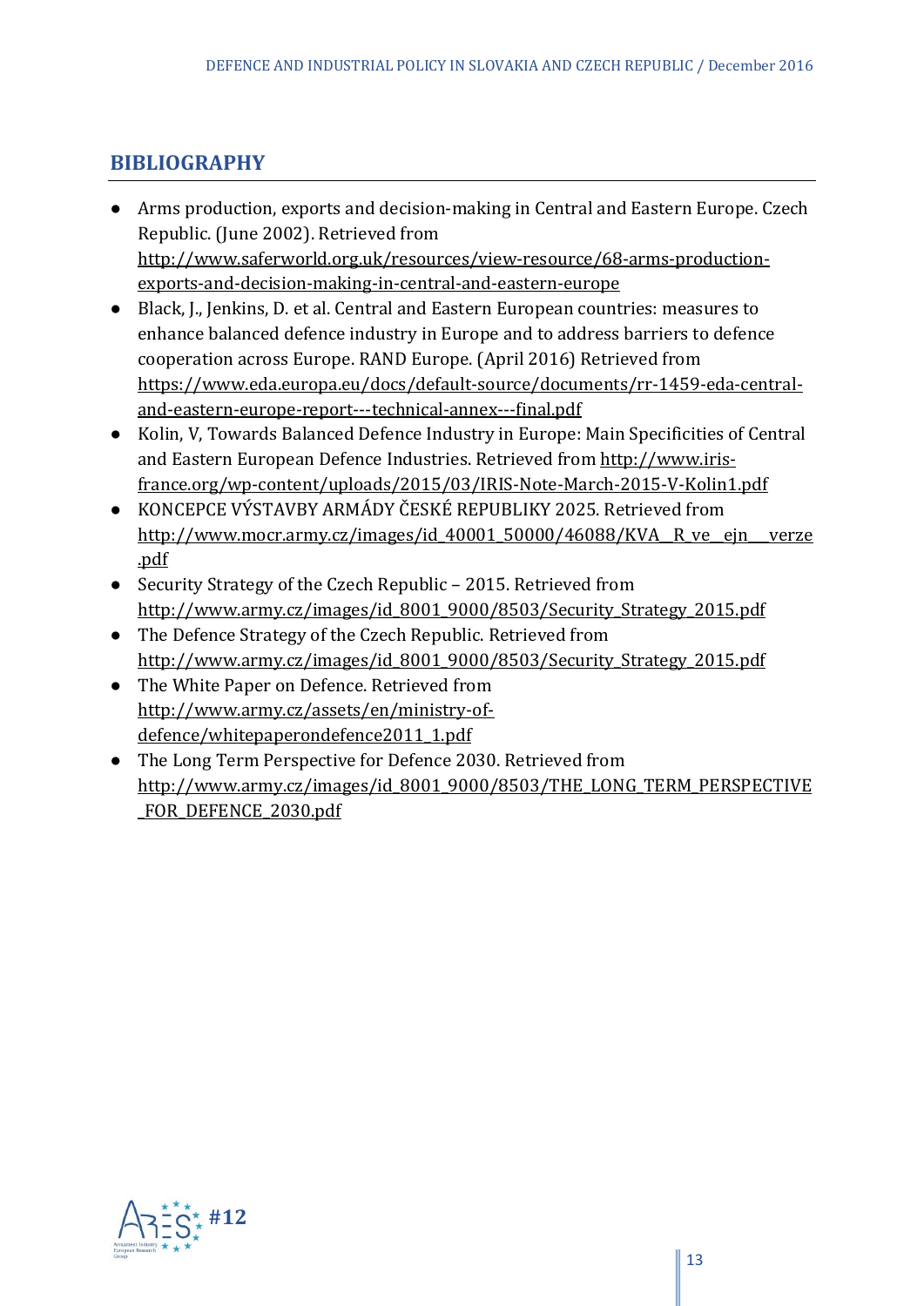## BIBLIOGRAPHY

- Arms production, exports and decision-making in Central and Eastern Europe. Czech Republic. (June 2002). Retrieved from http://www.saferworld.org.uk/resources/view-resource/68-arms-production-exports-and-decision-making-in-central-and-eastern-europe
- Black, J., Jenkins, D. et al. Central and Eastern European countries: measures to enhance balanced defence industry in Europe and to address barriers to defence cooperation across Europe. RAND Europe. (April 2016) Retrieved from https://www.eda.europa.eu/docs/default-source/documents/rr-1459-eda-central-and-eastern-europe-report---technical-annex---final.pdf
- Kolin, V, Towards Balanced Defence Industry in Europe: Main Specificities of Central and Eastern European Defence Industries. Retrieved from http://www.iris-france.org/wp-content/uploads/2015/03/IRIS-Note-March-2015-V-Kolin1.pdf
- KONCEPCE VÝSTAVBY ARMÁDY ČESKÉ REPUBLIKY 2025. Retrieved from http://www.mocr.army.cz/images/id_40001_50000/46088/KVA__R_ve__ejn___verze.pdf
- Security Strategy of the Czech Republic – 2015. Retrieved from http://www.army.cz/images/id_8001_9000/8503/Security_Strategy_2015.pdf
- The Defence Strategy of the Czech Republic. Retrieved from http://www.army.cz/images/id_8001_9000/8503/Security_Strategy_2015.pdf
- The White Paper on Defence. Retrieved from http://www.army.cz/assets/en/ministry-of-defence/whitepaperondefence2011_1.pdf
- The Long Term Perspective for Defence 2030. Retrieved from http://www.army.cz/images/id_8001_9000/8503/THE_LONG_TERM_PERSPECTIVE_FOR_DEFENCE_2030.pdf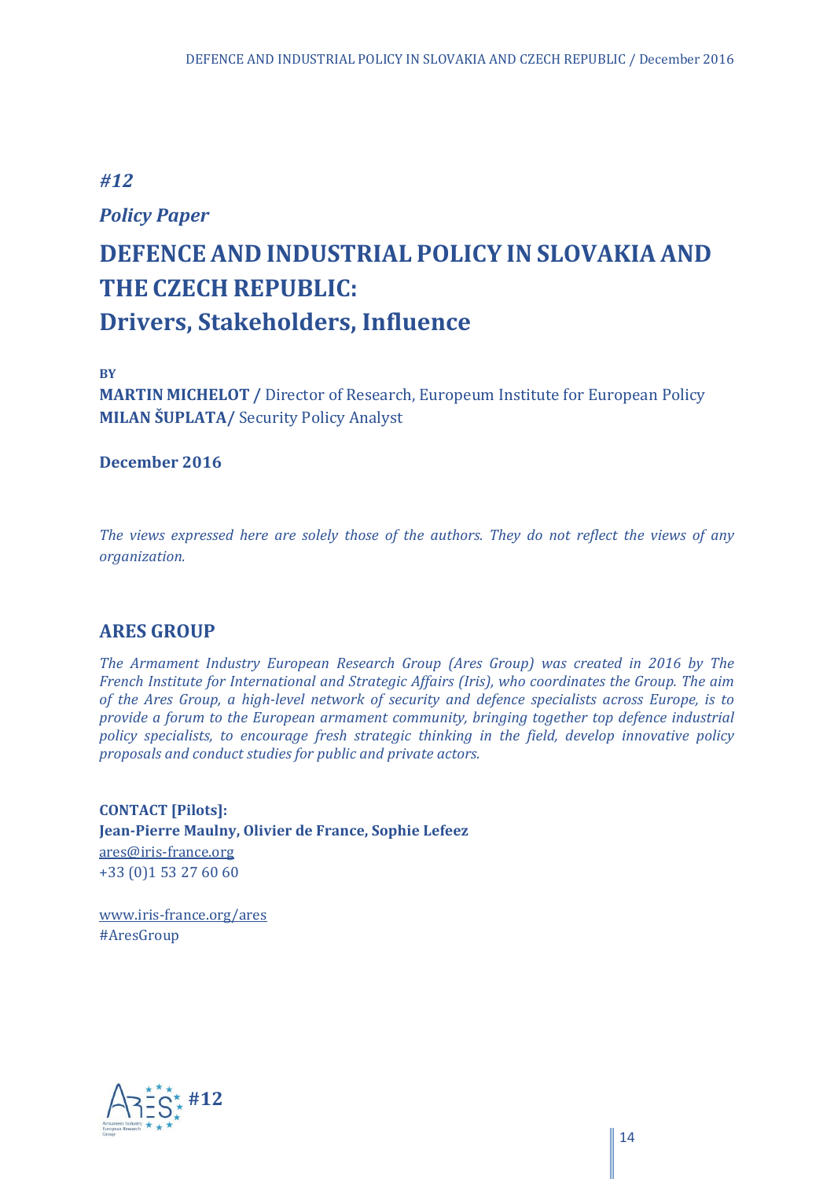*#12*

*Policy Paper*

# DEFENCE AND INDUSTRIAL POLICY IN SLOVAKIA AND THE CZECH REPUBLIC: Drivers, Stakeholders, Influence

**BY**

**MARTIN MICHELOT /** Director of Research, Europeum Institute for European Policy
**MILAN ŠUPLATA/** Security Policy Analyst

**December 2016**

*The views expressed here are solely those of the authors. They do not reflect the views of any organization.*

## ARES GROUP

*The Armament Industry European Research Group (Ares Group) was created in 2016 by The French Institute for International and Strategic Affairs (Iris), who coordinates the Group. The aim of the Ares Group, a high-level network of security and defence specialists across Europe, is to provide a forum to the European armament community, bringing together top defence industrial policy specialists, to encourage fresh strategic thinking in the field, develop innovative policy proposals and conduct studies for public and private actors.*

**CONTACT [Pilots]:**
**Jean-Pierre Maulny, Olivier de France, Sophie Lefeez**
ares@iris-france.org
+33 (0)1 53 27 60 60

www.iris-france.org/ares
#AresGroup

#12